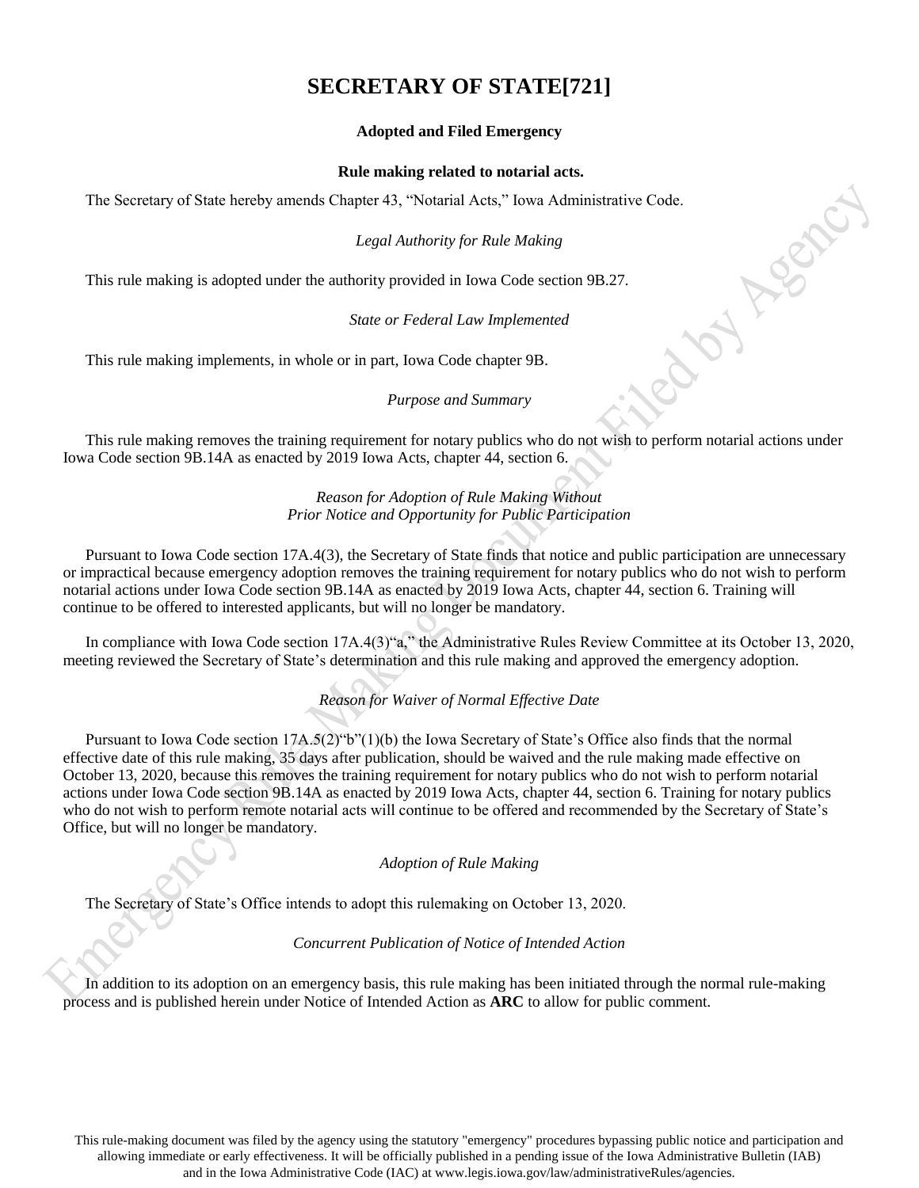# SECRETARY OF STATE[721]

**Adopted and Filed Emergency**

**Rule making related to notarial acts.**

The Secretary of State hereby amends Chapter 43, "Notarial Acts," Iowa Administrative Code.

*Legal Authority for Rule Making*

This rule making is adopted under the authority provided in Iowa Code section 9B.27.

*State or Federal Law Implemented*

This rule making implements, in whole or in part, Iowa Code chapter 9B.

*Purpose and Summary*

This rule making removes the training requirement for notary publics who do not wish to perform notarial actions under Iowa Code section 9B.14A as enacted by 2019 Iowa Acts, chapter 44, section 6.

*Reason for Adoption of Rule Making Without Prior Notice and Opportunity for Public Participation*

Pursuant to Iowa Code section 17A.4(3), the Secretary of State finds that notice and public participation are unnecessary or impractical because emergency adoption removes the training requirement for notary publics who do not wish to perform notarial actions under Iowa Code section 9B.14A as enacted by 2019 Iowa Acts, chapter 44, section 6. Training will continue to be offered to interested applicants, but will no longer be mandatory.

In compliance with Iowa Code section 17A.4(3)"a," the Administrative Rules Review Committee at its October 13, 2020, meeting reviewed the Secretary of State's determination and this rule making and approved the emergency adoption.

*Reason for Waiver of Normal Effective Date*

Pursuant to Iowa Code section 17A.5(2)"b"(1)(b) the Iowa Secretary of State's Office also finds that the normal effective date of this rule making, 35 days after publication, should be waived and the rule making made effective on October 13, 2020, because this removes the training requirement for notary publics who do not wish to perform notarial actions under Iowa Code section 9B.14A as enacted by 2019 Iowa Acts, chapter 44, section 6. Training for notary publics who do not wish to perform remote notarial acts will continue to be offered and recommended by the Secretary of State's Office, but will no longer be mandatory.

*Adoption of Rule Making*

The Secretary of State's Office intends to adopt this rulemaking on October 13, 2020.

*Concurrent Publication of Notice of Intended Action*

In addition to its adoption on an emergency basis, this rule making has been initiated through the normal rule-making process and is published herein under Notice of Intended Action as **ARC** to allow for public comment.

This rule-making document was filed by the agency using the statutory "emergency" procedures bypassing public notice and participation and allowing immediate or early effectiveness. It will be officially published in a pending issue of the Iowa Administrative Bulletin (IAB) and in the Iowa Administrative Code (IAC) at www.legis.iowa.gov/law/administrativeRules/agencies.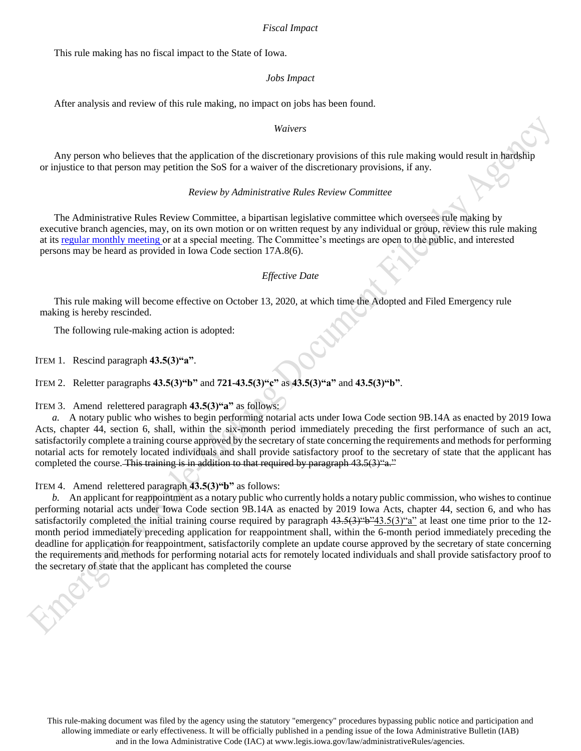*Fiscal Impact*

This rule making has no fiscal impact to the State of Iowa.

*Jobs Impact*

After analysis and review of this rule making, no impact on jobs has been found.

*Waivers*

Any person who believes that the application of the discretionary provisions of this rule making would result in hardship or injustice to that person may petition the SoS for a waiver of the discretionary provisions, if any.

*Review by Administrative Rules Review Committee*

The Administrative Rules Review Committee, a bipartisan legislative committee which oversees rule making by executive branch agencies, may, on its own motion or on written request by any individual or group, review this rule making at its regular monthly meeting or at a special meeting. The Committee's meetings are open to the public, and interested persons may be heard as provided in Iowa Code section 17A.8(6).

*Effective Date*

This rule making will become effective on October 13, 2020, at which time the Adopted and Filed Emergency rule making is hereby rescinded.

The following rule-making action is adopted:

ITEM 1. Rescind paragraph **43.5(3)"a"**.

ITEM 2. Reletter paragraphs **43.5(3)"b"** and **721-43.5(3)"c"** as **43.5(3)"a"** and **43.5(3)"b"**.

ITEM 3. Amend relettered paragraph **43.5(3)"a"** as follows:

*a.* A notary public who wishes to begin performing notarial acts under Iowa Code section 9B.14A as enacted by 2019 Iowa Acts, chapter 44, section 6, shall, within the six-month period immediately preceding the first performance of such an act, satisfactorily complete a training course approved by the secretary of state concerning the requirements and methods for performing notarial acts for remotely located individuals and shall provide satisfactory proof to the secretary of state that the applicant has completed the course. ~~This training is in addition to that required by paragraph 43.5(3)"a."~~

ITEM 4. Amend relettered paragraph **43.5(3)"b"** as follows:

*b.* An applicant for reappointment as a notary public who currently holds a notary public commission, who wishes to continue performing notarial acts under Iowa Code section 9B.14A as enacted by 2019 Iowa Acts, chapter 44, section 6, and who has satisfactorily completed the initial training course required by paragraph ~~43.5(3)"b"~~<u>43.5(3)"a"</u> at least one time prior to the 12-month period immediately preceding application for reappointment shall, within the 6-month period immediately preceding the deadline for application for reappointment, satisfactorily complete an update course approved by the secretary of state concerning the requirements and methods for performing notarial acts for remotely located individuals and shall provide satisfactory proof to the secretary of state that the applicant has completed the course